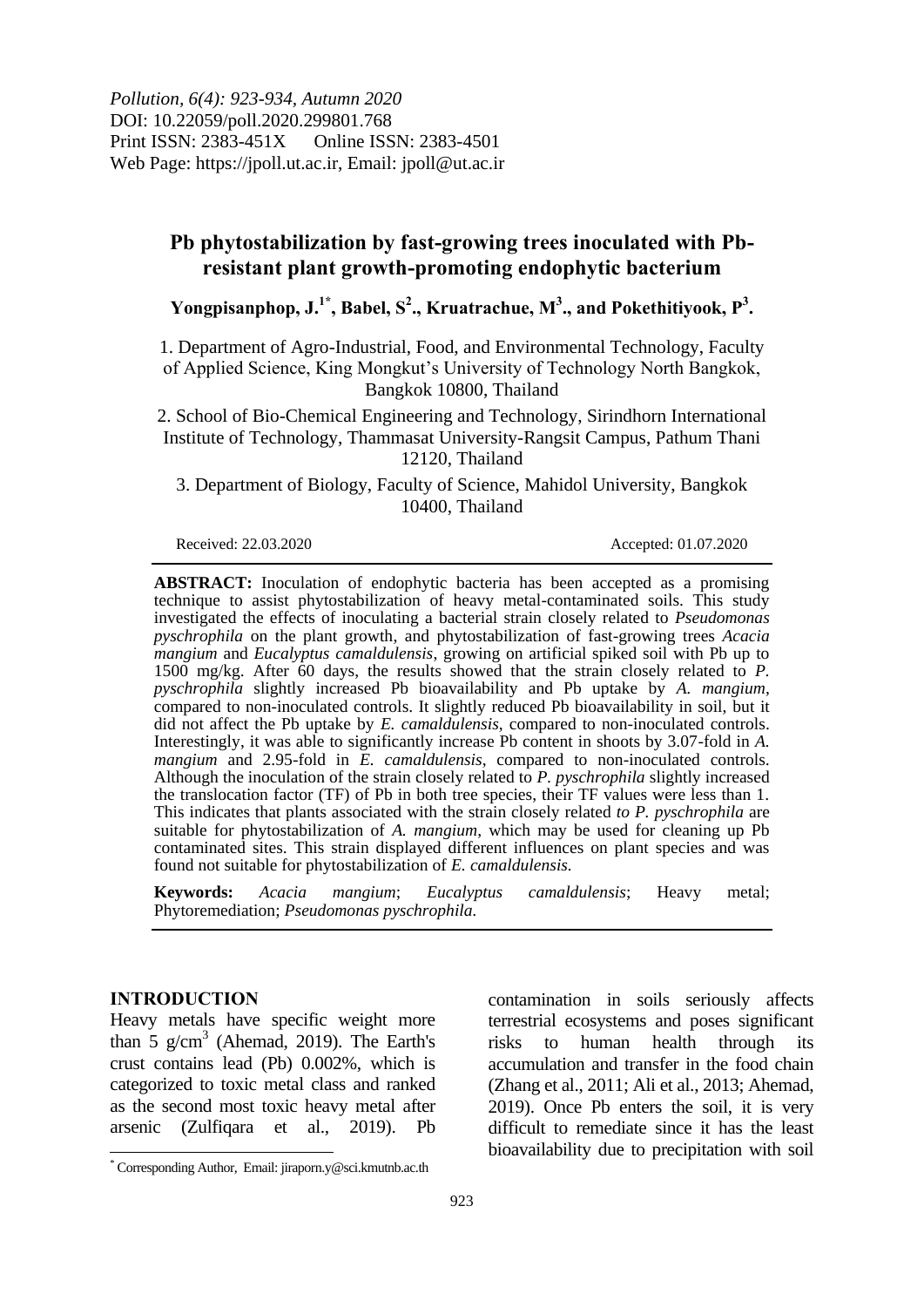Pollution, 6(4): 923-934, Autumn 2020
DOI: 10.22059/poll.2020.299801.768
Print ISSN: 2383-451X Online ISSN: 2383-4501
Web Page: https://jpoll.ut.ac.ir, Email: jpoll@ut.ac.ir

# Pb phytostabilization by fast-growing trees inoculated with Pb-resistant plant growth-promoting endophytic bacterium

**Yongpisanphop, J.[1*], Babel, S[2]., Kruatrachue, M[3]., and Pokethitiyook, P[3].**

1. Department of Agro-Industrial, Food, and Environmental Technology, Faculty of Applied Science, King Mongkut's University of Technology North Bangkok, Bangkok 10800, Thailand

2. School of Bio-Chemical Engineering and Technology, Sirindhorn International Institute of Technology, Thammasat University-Rangsit Campus, Pathum Thani 12120, Thailand

3. Department of Biology, Faculty of Science, Mahidol University, Bangkok 10400, Thailand

Received: 22.03.2020 Accepted: 01.07.2020

**ABSTRACT:** Inoculation of endophytic bacteria has been accepted as a promising technique to assist phytostabilization of heavy metal-contaminated soils. This study investigated the effects of inoculating a bacterial strain closely related to *Pseudomonas pyschrophila* on the plant growth, and phytostabilization of fast-growing trees *Acacia mangium* and *Eucalyptus camaldulensis*, growing on artificial spiked soil with Pb up to 1500 mg/kg. After 60 days, the results showed that the strain closely related to *P. pyschrophila* slightly increased Pb bioavailability and Pb uptake by *A. mangium*, compared to non-inoculated controls. It slightly reduced Pb bioavailability in soil, but it did not affect the Pb uptake by *E. camaldulensis*, compared to non-inoculated controls. Interestingly, it was able to significantly increase Pb content in shoots by 3.07-fold in *A. mangium* and 2.95-fold in *E. camaldulensis*, compared to non-inoculated controls. Although the inoculation of the strain closely related to *P. pyschrophila* slightly increased the translocation factor (TF) of Pb in both tree species, their TF values were less than 1. This indicates that plants associated with the strain closely related *to P. pyschrophila* are suitable for phytostabilization of *A. mangium*, which may be used for cleaning up Pb contaminated sites. This strain displayed different influences on plant species and was found not suitable for phytostabilization of *E. camaldulensis.*

**Keywords:** *Acacia mangium*; *Eucalyptus camaldulensis*; Heavy metal; Phytoremediation; *Pseudomonas pyschrophila.*

## INTRODUCTION

Heavy metals have specific weight more than 5 $g/cm^3$ (Ahemad, 2019). The Earth's crust contains lead (Pb) 0.002%, which is categorized to toxic metal class and ranked as the second most toxic heavy metal after arsenic (Zulfiqara et al., 2019). Pb contamination in soils seriously affects terrestrial ecosystems and poses significant risks to human health through its accumulation and transfer in the food chain (Zhang et al., 2011; Ali et al., 2013; Ahemad, 2019). Once Pb enters the soil, it is very difficult to remediate since it has the least bioavailability due to precipitation with soil

[*] Corresponding Author, Email: jiraporn.y@sci.kmutnb.ac.th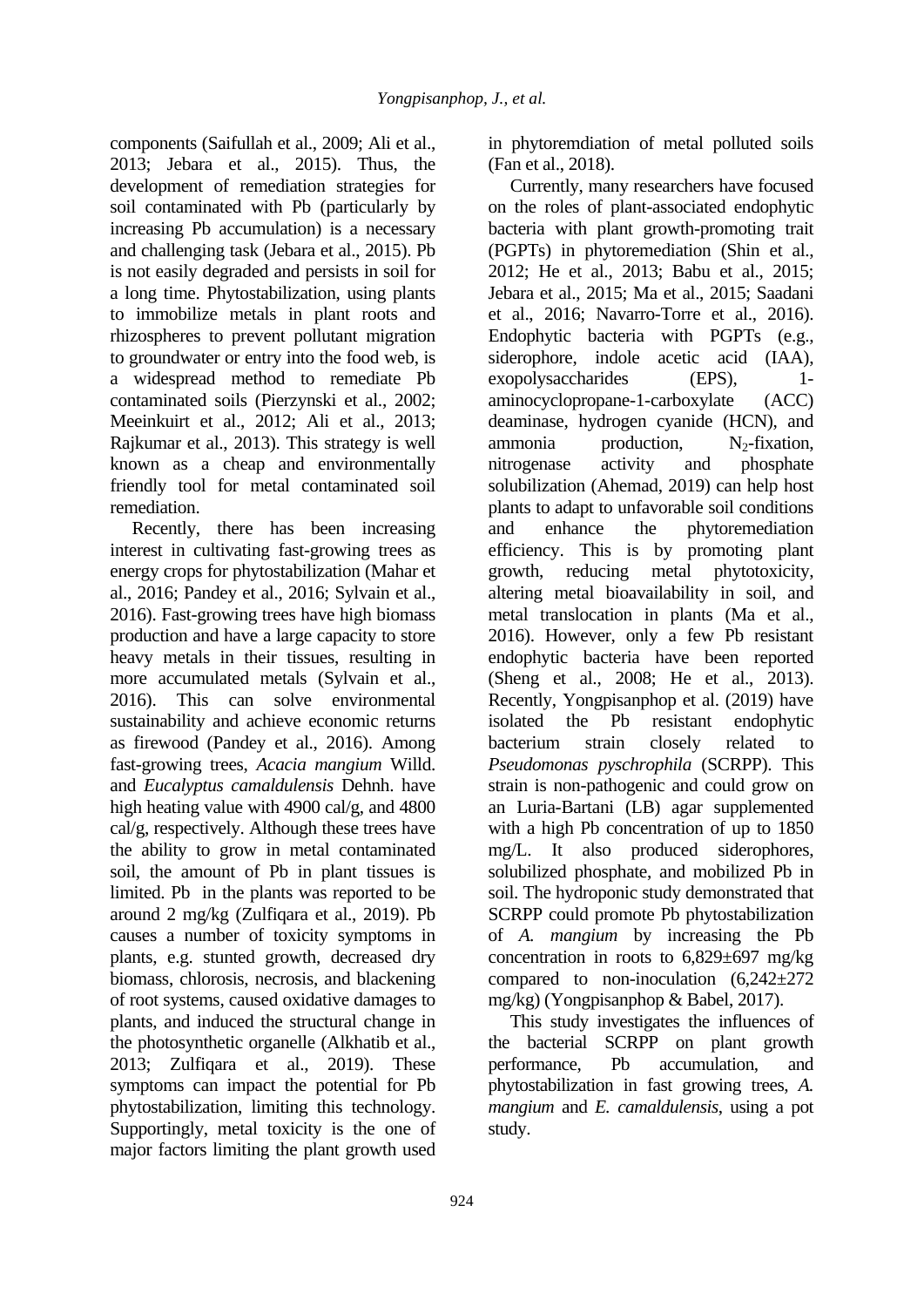components (Saifullah et al., 2009; Ali et al., 2013; Jebara et al., 2015). Thus, the development of remediation strategies for soil contaminated with Pb (particularly by increasing Pb accumulation) is a necessary and challenging task (Jebara et al., 2015). Pb is not easily degraded and persists in soil for a long time. Phytostabilization, using plants to immobilize metals in plant roots and rhizospheres to prevent pollutant migration to groundwater or entry into the food web, is a widespread method to remediate Pb contaminated soils (Pierzynski et al., 2002; Meeinkuirt et al., 2012; Ali et al., 2013; Rajkumar et al., 2013). This strategy is well known as a cheap and environmentally friendly tool for metal contaminated soil remediation.

Recently, there has been increasing interest in cultivating fast-growing trees as energy crops for phytostabilization (Mahar et al., 2016; Pandey et al., 2016; Sylvain et al., 2016). Fast-growing trees have high biomass production and have a large capacity to store heavy metals in their tissues, resulting in more accumulated metals (Sylvain et al., 2016). This can solve environmental sustainability and achieve economic returns as firewood (Pandey et al., 2016). Among fast-growing trees, *Acacia mangium* Willd. and *Eucalyptus camaldulensis* Dehnh. have high heating value with 4900 cal/g, and 4800 cal/g, respectively. Although these trees have the ability to grow in metal contaminated soil, the amount of Pb in plant tissues is limited. Pb in the plants was reported to be around 2 mg/kg (Zulfiqara et al., 2019). Pb causes a number of toxicity symptoms in plants, e.g. stunted growth, decreased dry biomass, chlorosis, necrosis, and blackening of root systems, caused oxidative damages to plants, and induced the structural change in the photosynthetic organelle (Alkhatib et al., 2013; Zulfiqara et al., 2019). These symptoms can impact the potential for Pb phytostabilization, limiting this technology. Supportingly, metal toxicity is the one of major factors limiting the plant growth used in phytoremdiation of metal polluted soils (Fan et al., 2018).

Currently, many researchers have focused on the roles of plant-associated endophytic bacteria with plant growth-promoting trait (PGPTs) in phytoremediation (Shin et al., 2012; He et al., 2013; Babu et al., 2015; Jebara et al., 2015; Ma et al., 2015; Saadani et al., 2016; Navarro-Torre et al., 2016). Endophytic bacteria with PGPTs (e.g., siderophore, indole acetic acid (IAA), exopolysaccharides (EPS), 1-aminocyclopropane-1-carboxylate (ACC) deaminase, hydrogen cyanide (HCN), and ammonia production, $N_2$-fixation, nitrogenase activity and phosphate solubilization (Ahemad, 2019) can help host plants to adapt to unfavorable soil conditions and enhance the phytoremediation efficiency. This is by promoting plant growth, reducing metal phytotoxicity, altering metal bioavailability in soil, and metal translocation in plants (Ma et al., 2016). However, only a few Pb resistant endophytic bacteria have been reported (Sheng et al., 2008; He et al., 2013). Recently, Yongpisanphop et al. (2019) have isolated the Pb resistant endophytic bacterium strain closely related to *Pseudomonas pyschrophila* (SCRPP). This strain is non-pathogenic and could grow on an Luria-Bartani (LB) agar supplemented with a high Pb concentration of up to 1850 mg/L. It also produced siderophores, solubilized phosphate, and mobilized Pb in soil. The hydroponic study demonstrated that SCRPP could promote Pb phytostabilization of *A. mangium* by increasing the Pb concentration in roots to 6,829±697 mg/kg compared to non-inoculation (6,242±272 mg/kg) (Yongpisanphop & Babel, 2017).

This study investigates the influences of the bacterial SCRPP on plant growth performance, Pb accumulation, and phytostabilization in fast growing trees, *A. mangium* and *E. camaldulensis*, using a pot study.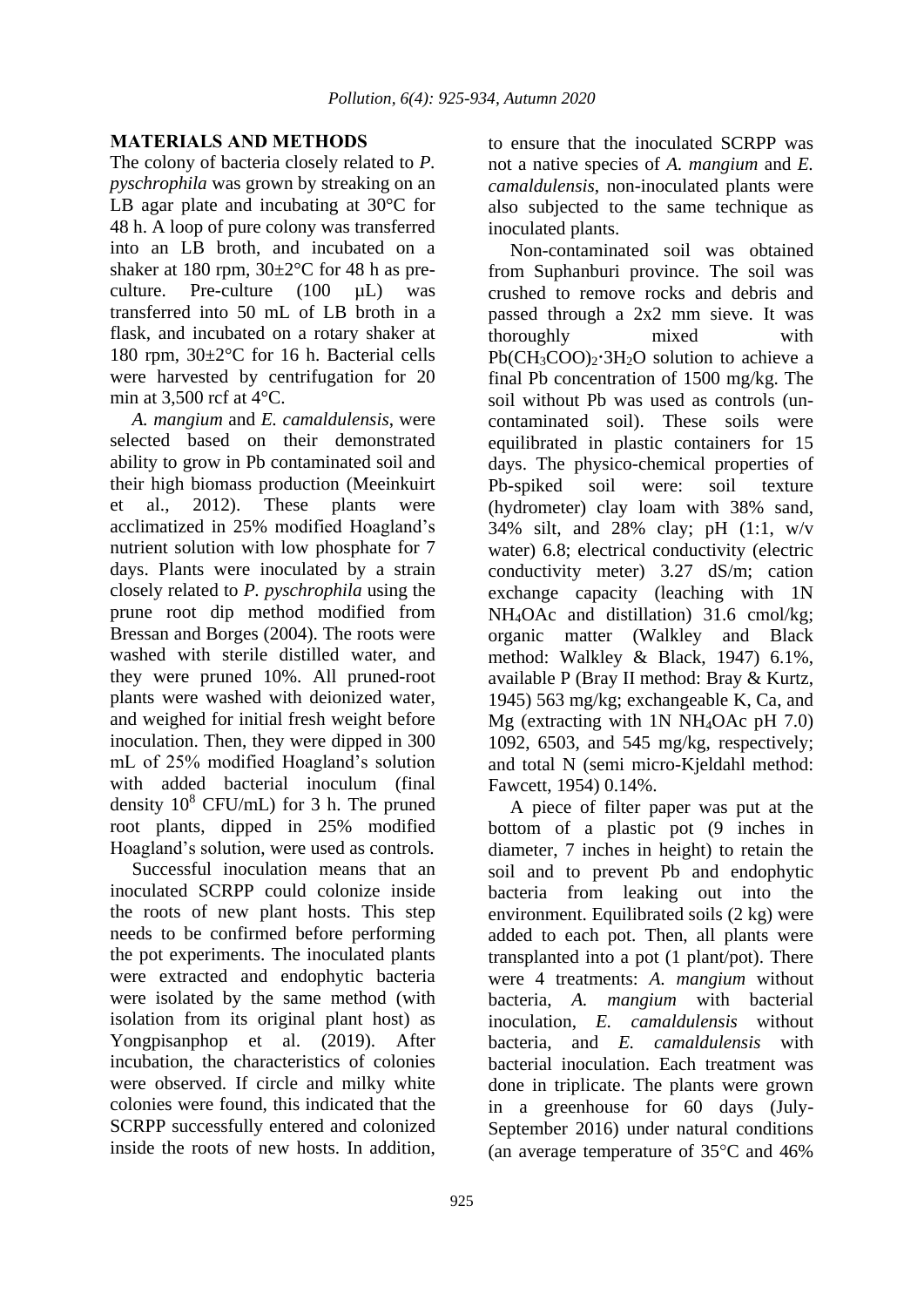## MATERIALS AND METHODS

The colony of bacteria closely related to *P. pyschrophila* was grown by streaking on an LB agar plate and incubating at 30°C for 48 h. A loop of pure colony was transferred into an LB broth, and incubated on a shaker at 180 rpm, 30±2°C for 48 h as pre-culture. Pre-culture (100 µL) was transferred into 50 mL of LB broth in a flask, and incubated on a rotary shaker at 180 rpm, 30±2°C for 16 h. Bacterial cells were harvested by centrifugation for 20 min at 3,500 rcf at 4°C.

*A. mangium* and *E. camaldulensis*, were selected based on their demonstrated ability to grow in Pb contaminated soil and their high biomass production (Meeinkuirt et al., 2012). These plants were acclimatized in 25% modified Hoagland's nutrient solution with low phosphate for 7 days. Plants were inoculated by a strain closely related to *P. pyschrophila* using the prune root dip method modified from Bressan and Borges (2004). The roots were washed with sterile distilled water, and they were pruned 10%. All pruned-root plants were washed with deionized water, and weighed for initial fresh weight before inoculation. Then, they were dipped in 300 mL of 25% modified Hoagland's solution with added bacterial inoculum (final density $10^8$ CFU/mL) for 3 h. The pruned root plants, dipped in 25% modified Hoagland's solution, were used as controls.

Successful inoculation means that an inoculated SCRPP could colonize inside the roots of new plant hosts. This step needs to be confirmed before performing the pot experiments. The inoculated plants were extracted and endophytic bacteria were isolated by the same method (with isolation from its original plant host) as Yongpisanphop et al. (2019). After incubation, the characteristics of colonies were observed. If circle and milky white colonies were found, this indicated that the SCRPP successfully entered and colonized inside the roots of new hosts. In addition, to ensure that the inoculated SCRPP was not a native species of *A. mangium* and *E. camaldulensis*, non-inoculated plants were also subjected to the same technique as inoculated plants.

Non-contaminated soil was obtained from Suphanburi province. The soil was crushed to remove rocks and debris and passed through a 2x2 mm sieve. It was thoroughly mixed with $Pb(CH_3COO)_2{\cdot}3H_2O$ solution to achieve a final Pb concentration of 1500 mg/kg. The soil without Pb was used as controls (un-contaminated soil). These soils were equilibrated in plastic containers for 15 days. The physico-chemical properties of Pb-spiked soil were: soil texture (hydrometer) clay loam with 38% sand, 34% silt, and 28% clay; pH (1:1, w/v water) 6.8; electrical conductivity (electric conductivity meter) 3.27 dS/m; cation exchange capacity (leaching with 1N $NH_4OAc$ and distillation) 31.6 cmol/kg; organic matter (Walkley and Black method: Walkley & Black, 1947) 6.1%, available P (Bray II method: Bray & Kurtz, 1945) 563 mg/kg; exchangeable K, Ca, and Mg (extracting with 1N $NH_4OAc$ pH 7.0) 1092, 6503, and 545 mg/kg, respectively; and total N (semi micro-Kjeldahl method: Fawcett, 1954) 0.14%.

A piece of filter paper was put at the bottom of a plastic pot (9 inches in diameter, 7 inches in height) to retain the soil and to prevent Pb and endophytic bacteria from leaking out into the environment. Equilibrated soils (2 kg) were added to each pot. Then, all plants were transplanted into a pot (1 plant/pot). There were 4 treatments: *A. mangium* without bacteria, *A. mangium* with bacterial inoculation, *E. camaldulensis* without bacteria, and *E. camaldulensis* with bacterial inoculation. Each treatment was done in triplicate. The plants were grown in a greenhouse for 60 days (July-September 2016) under natural conditions (an average temperature of 35°C and 46%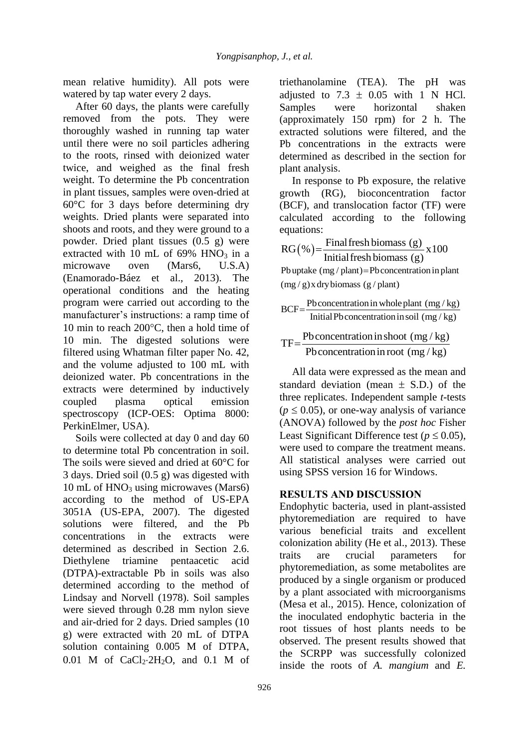mean relative humidity). All pots were watered by tap water every 2 days.

After 60 days, the plants were carefully removed from the pots. They were thoroughly washed in running tap water until there were no soil particles adhering to the roots, rinsed with deionized water twice, and weighed as the final fresh weight. To determine the Pb concentration in plant tissues, samples were oven-dried at 60°C for 3 days before determining dry weights. Dried plants were separated into shoots and roots, and they were ground to a powder. Dried plant tissues (0.5 g) were extracted with 10 mL of 69% $HNO_3$ in a microwave oven (Mars6, U.S.A) (Enamorado-Báez et al., 2013). The operational conditions and the heating program were carried out according to the manufacturer's instructions: a ramp time of 10 min to reach 200°C, then a hold time of 10 min. The digested solutions were filtered using Whatman filter paper No. 42, and the volume adjusted to 100 mL with deionized water. Pb concentrations in the extracts were determined by inductively coupled plasma optical emission spectroscopy (ICP-OES: Optima 8000: PerkinElmer, USA).

Soils were collected at day 0 and day 60 to determine total Pb concentration in soil. The soils were sieved and dried at 60°C for 3 days. Dried soil (0.5 g) was digested with 10 mL of $HNO_3$ using microwaves (Mars6) according to the method of US-EPA 3051A (US-EPA, 2007). The digested solutions were filtered, and the Pb concentrations in the extracts were determined as described in Section 2.6. Diethylene triamine pentaacetic acid (DTPA)-extractable Pb in soils was also determined according to the method of Lindsay and Norvell (1978). Soil samples were sieved through 0.28 mm nylon sieve and air-dried for 2 days. Dried samples (10 g) were extracted with 20 mL of DTPA solution containing 0.005 M of DTPA, 0.01 M of $CaCl_2 \cdot 2H_2O$, and 0.1 M of triethanolamine (TEA). The pH was adjusted to 7.3 ± 0.05 with 1 N HCl. Samples were horizontal shaken (approximately 150 rpm) for 2 h. The extracted solutions were filtered, and the Pb concentrations in the extracts were determined as described in the section for plant analysis.

In response to Pb exposure, the relative growth (RG), bioconcentration factor (BCF), and translocation factor (TF) were calculated according to the following equations:

$$RG(\%) = \frac{\text{Final fresh biomass (g)}}{\text{Initial fresh biomass (g)}} \times 100$$

$$\text{Pb uptake (mg / plant)} = \text{Pb concentration in plant (mg / g)} \times \text{dry biomass (g / plant)}$$

$$BCF = \frac{\text{Pb concentration in whole plant (mg / kg)}}{\text{Initial Pb concentration in soil (mg / kg)}}$$

$$TF = \frac{\text{Pb concentration in shoot (mg / kg)}}{\text{Pb concentration in root (mg / kg)}}$$

All data were expressed as the mean and standard deviation (mean ± S.D.) of the three replicates. Independent sample *t*-tests ($p \leq 0.05$), or one-way analysis of variance (ANOVA) followed by the *post hoc* Fisher Least Significant Difference test ($p \leq 0.05$), were used to compare the treatment means. All statistical analyses were carried out using SPSS version 16 for Windows.

## RESULTS AND DISCUSSION

Endophytic bacteria, used in plant-assisted phytoremediation are required to have various beneficial traits and excellent colonization ability (He et al., 2013). These traits are crucial parameters for phytoremediation, as some metabolites are produced by a single organism or produced by a plant associated with microorganisms (Mesa et al., 2015). Hence, colonization of the inoculated endophytic bacteria in the root tissues of host plants needs to be observed. The present results showed that the SCRPP was successfully colonized inside the roots of *A. mangium* and *E.*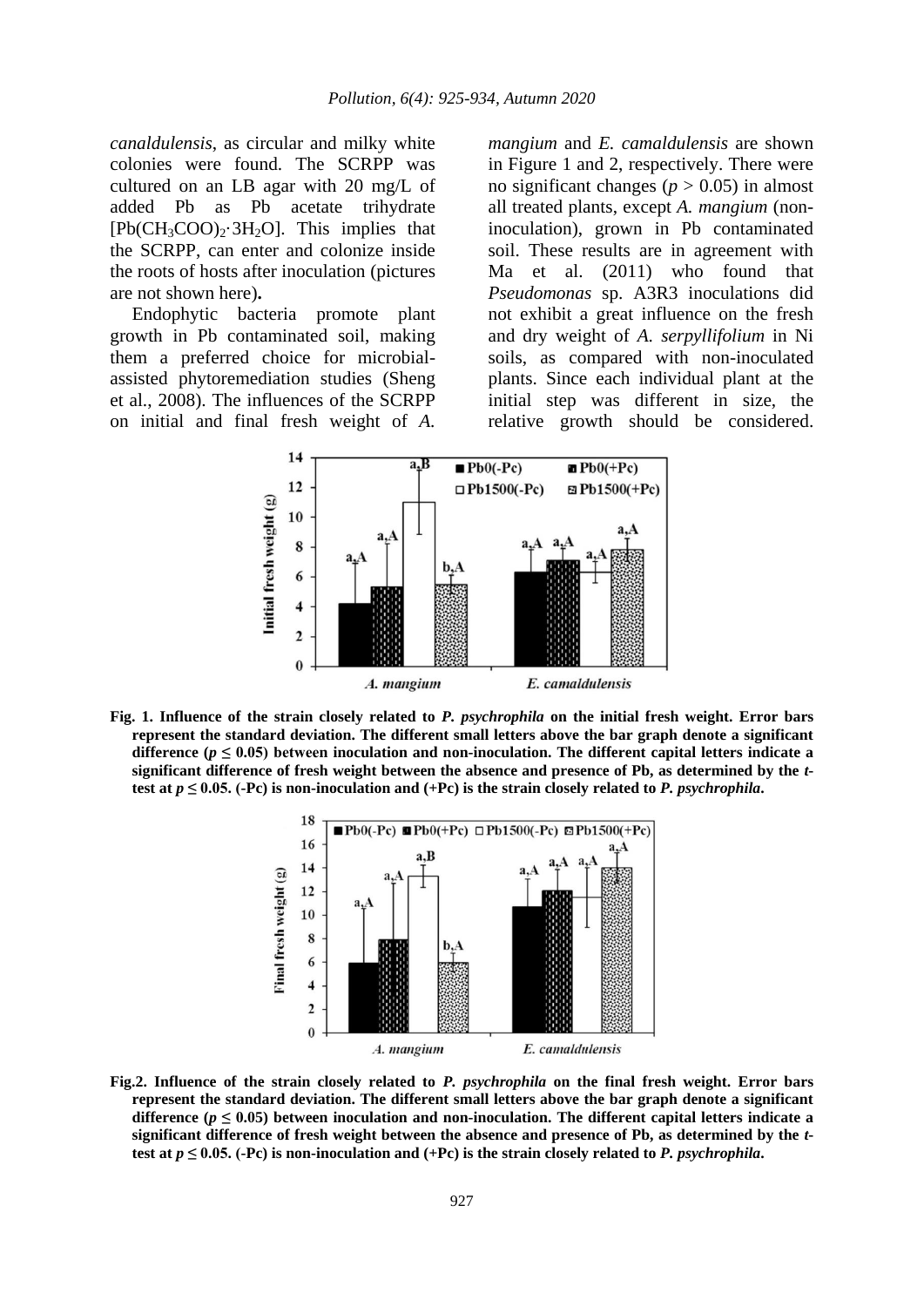*canaldulensis*, as circular and milky white colonies were found. The SCRPP was cultured on an LB agar with 20 mg/L of added Pb as Pb acetate trihydrate [$Pb(CH_3COO)_2 \cdot 3H_2O$]. This implies that the SCRPP, can enter and colonize inside the roots of hosts after inoculation (pictures are not shown here)**.**

Endophytic bacteria promote plant growth in Pb contaminated soil, making them a preferred choice for microbial-assisted phytoremediation studies (Sheng et al., 2008). The influences of the SCRPP on initial and final fresh weight of *A. mangium* and *E. camaldulensis* are shown in Figure 1 and 2, respectively. There were no significant changes ($p > 0.05$) in almost all treated plants, except *A. mangium* (non-inoculation), grown in Pb contaminated soil. These results are in agreement with Ma et al. (2011) who found that *Pseudomonas* sp. A3R3 inoculations did not exhibit a great influence on the fresh and dry weight of *A. serpyllifolium* in Ni soils, as compared with non-inoculated plants. Since each individual plant at the initial step was different in size, the relative growth should be considered.

**Fig. 1. Influence of the strain closely related to *P. psychrophila* on the initial fresh weight. Error bars represent the standard deviation. The different small letters above the bar graph denote a significant difference ($p \leq 0.05$) between inoculation and non-inoculation. The different capital letters indicate a significant difference of fresh weight between the absence and presence of Pb, as determined by the *t*-test at $p \leq 0.05$. (-Pc) is non-inoculation and (+Pc) is the strain closely related to *P. psychrophila*.**

**Fig.2. Influence of the strain closely related to *P. psychrophila* on the final fresh weight. Error bars represent the standard deviation. The different small letters above the bar graph denote a significant difference ($p \leq 0.05$) between inoculation and non-inoculation. The different capital letters indicate a significant difference of fresh weight between the absence and presence of Pb, as determined by the *t*-test at $p \leq 0.05$. (-Pc) is non-inoculation and (+Pc) is the strain closely related to *P. psychrophila*.**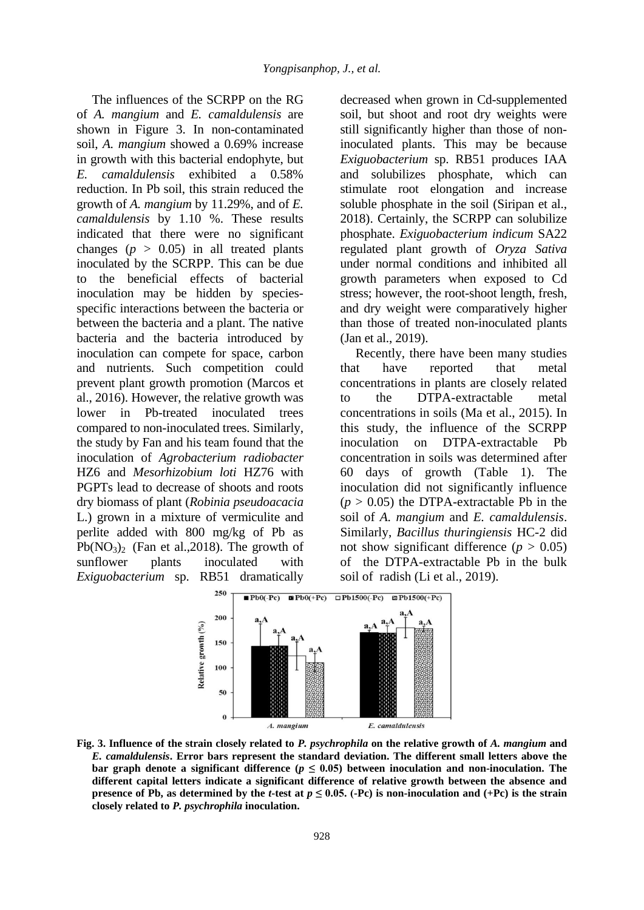The influences of the SCRPP on the RG of *A. mangium* and *E. camaldulensis* are shown in Figure 3. In non-contaminated soil, *A. mangium* showed a 0.69% increase in growth with this bacterial endophyte, but *E. camaldulensis* exhibited a 0.58% reduction. In Pb soil, this strain reduced the growth of *A. mangium* by 11.29%, and of *E. camaldulensis* by 1.10 %. These results indicated that there were no significant changes ($p > 0.05$) in all treated plants inoculated by the SCRPP. This can be due to the beneficial effects of bacterial inoculation may be hidden by species-specific interactions between the bacteria or between the bacteria and a plant. The native bacteria and the bacteria introduced by inoculation can compete for space, carbon and nutrients. Such competition could prevent plant growth promotion (Marcos et al., 2016). However, the relative growth was lower in Pb-treated inoculated trees compared to non-inoculated trees. Similarly, the study by Fan and his team found that the inoculation of *Agrobacterium radiobacter* HZ6 and *Mesorhizobium loti* HZ76 with PGPTs lead to decrease of shoots and roots dry biomass of plant (*Robinia pseudoacacia* L.) grown in a mixture of vermiculite and perlite added with 800 mg/kg of Pb as $Pb(NO_3)_2$ (Fan et al.,2018). The growth of sunflower plants inoculated with *Exiguobacterium* sp. RB51 dramatically decreased when grown in Cd-supplemented soil, but shoot and root dry weights were still significantly higher than those of non-inoculated plants. This may be because *Exiguobacterium* sp. RB51 produces IAA and solubilizes phosphate, which can stimulate root elongation and increase soluble phosphate in the soil (Siripan et al., 2018). Certainly, the SCRPP can solubilize phosphate. *Exiguobacterium indicum* SA22 regulated plant growth of *Oryza Sativa* under normal conditions and inhibited all growth parameters when exposed to Cd stress; however, the root-shoot length, fresh, and dry weight were comparatively higher than those of treated non-inoculated plants (Jan et al., 2019).

Recently, there have been many studies that have reported that metal concentrations in plants are closely related to the DTPA-extractable metal concentrations in soils (Ma et al., 2015). In this study, the influence of the SCRPP inoculation on DTPA-extractable Pb concentration in soils was determined after 60 days of growth (Table 1). The inoculation did not significantly influence ($p > 0.05$) the DTPA-extractable Pb in the soil of *A. mangium* and *E. camaldulensis*. Similarly, *Bacillus thuringiensis* HC-2 did not show significant difference ($p > 0.05$) of the DTPA-extractable Pb in the bulk soil of radish (Li et al., 2019).

**Fig. 3. Influence of the strain closely related to *P. psychrophila* on the relative growth of *A. mangium* and *E. camaldulensis*. Error bars represent the standard deviation. The different small letters above the bar graph denote a significant difference ($p \leq 0.05$) between inoculation and non-inoculation. The different capital letters indicate a significant difference of relative growth between the absence and presence of Pb, as determined by the *t*-test at $p \leq 0.05$. (-Pc) is non-inoculation and (+Pc) is the strain closely related to *P. psychrophila* inoculation.**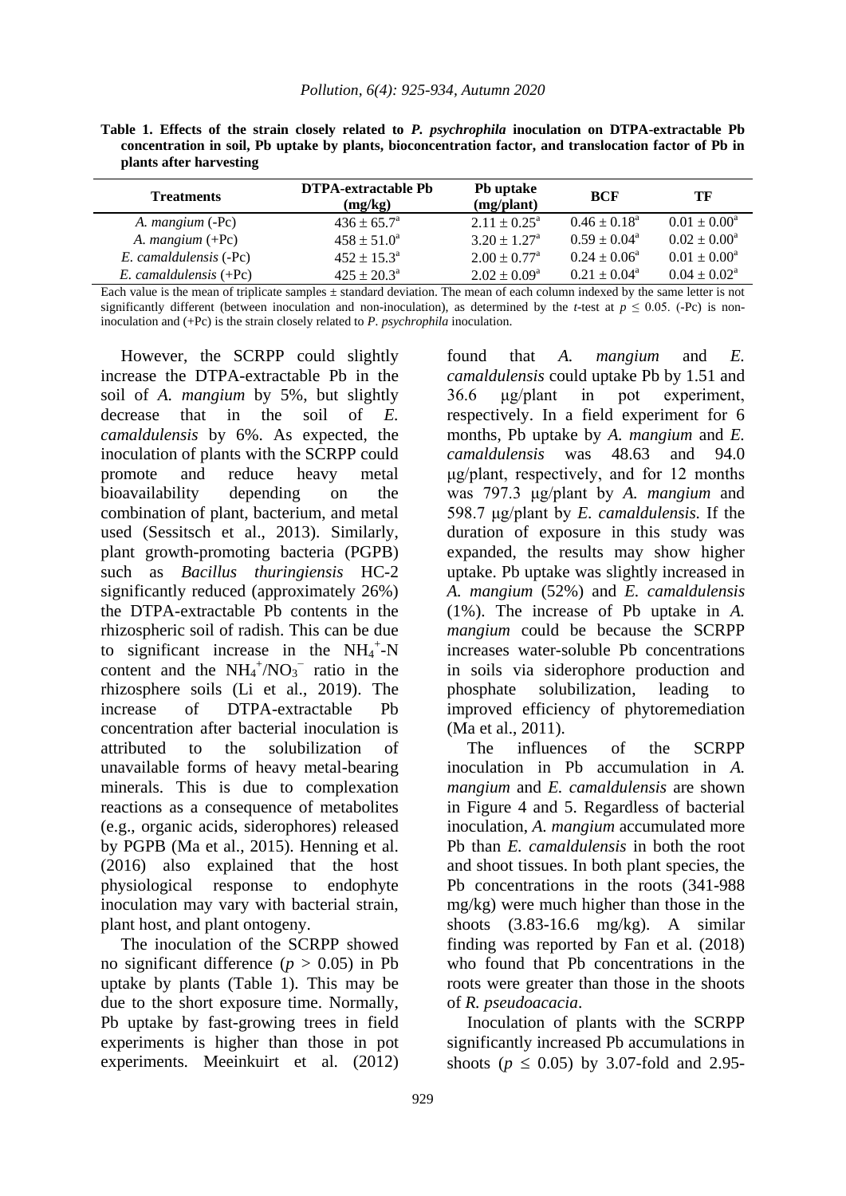**Table 1. Effects of the strain closely related to *P. psychrophila* inoculation on DTPA-extractable Pb concentration in soil, Pb uptake by plants, bioconcentration factor, and translocation factor of Pb in plants after harvesting**

| Treatments | DTPA-extractable Pb (mg/kg) | Pb uptake (mg/plant) | BCF | TF |
|---|---|---|---|---|
| *A. mangium* (-Pc) | $436 \pm 65.7^a$ | $2.11 \pm 0.25^a$ | $0.46 \pm 0.18^a$ | $0.01 \pm 0.00^a$ |
| *A. mangium* (+Pc) | $458 \pm 51.0^a$ | $3.20 \pm 1.27^a$ | $0.59 \pm 0.04^a$ | $0.02 \pm 0.00^a$ |
| *E. camaldulensis* (-Pc) | $452 \pm 15.3^a$ | $2.00 \pm 0.77^a$ | $0.24 \pm 0.06^a$ | $0.01 \pm 0.00^a$ |
| *E. camaldulensis* (+Pc) | $425 \pm 20.3^a$ | $2.02 \pm 0.09^a$ | $0.21 \pm 0.04^a$ | $0.04 \pm 0.02^a$ |

Each value is the mean of triplicate samples ± standard deviation. The mean of each column indexed by the same letter is not significantly different (between inoculation and non-inoculation), as determined by the *t*-test at $p \leq 0.05$. (-Pc) is non-inoculation and (+Pc) is the strain closely related to *P. psychrophila* inoculation.

However, the SCRPP could slightly increase the DTPA-extractable Pb in the soil of *A. mangium* by 5%, but slightly decrease that in the soil of *E. camaldulensis* by 6%. As expected, the inoculation of plants with the SCRPP could promote and reduce heavy metal bioavailability depending on the combination of plant, bacterium, and metal used (Sessitsch et al., 2013). Similarly, plant growth-promoting bacteria (PGPB) such as *Bacillus thuringiensis* HC-2 significantly reduced (approximately 26%) the DTPA-extractable Pb contents in the rhizospheric soil of radish. This can be due to significant increase in the $NH_4^+$-N content and the $NH_4^+/NO_3^-$ ratio in the rhizosphere soils (Li et al., 2019). The increase of DTPA-extractable Pb concentration after bacterial inoculation is attributed to the solubilization of unavailable forms of heavy metal-bearing minerals. This is due to complexation reactions as a consequence of metabolites (e.g., organic acids, siderophores) released by PGPB (Ma et al., 2015). Henning et al. (2016) also explained that the host physiological response to endophyte inoculation may vary with bacterial strain, plant host, and plant ontogeny.

The inoculation of the SCRPP showed no significant difference ($p > 0.05$) in Pb uptake by plants (Table 1). This may be due to the short exposure time. Normally, Pb uptake by fast-growing trees in field experiments is higher than those in pot experiments. Meeinkuirt et al. (2012) found that *A. mangium* and *E. camaldulensis* could uptake Pb by 1.51 and 36.6 μg/plant in pot experiment, respectively. In a field experiment for 6 months, Pb uptake by *A. mangium* and *E. camaldulensis* was 48.63 and 94.0 μg/plant, respectively, and for 12 months was 797.3 μg/plant by *A. mangium* and 598.7 μg/plant by *E. camaldulensis.* If the duration of exposure in this study was expanded, the results may show higher uptake. Pb uptake was slightly increased in *A. mangium* (52%) and *E. camaldulensis* (1%). The increase of Pb uptake in *A. mangium* could be because the SCRPP increases water-soluble Pb concentrations in soils via siderophore production and phosphate solubilization, leading to improved efficiency of phytoremediation (Ma et al., 2011).

The influences of the SCRPP inoculation in Pb accumulation in *A. mangium* and *E. camaldulensis* are shown in Figure 4 and 5. Regardless of bacterial inoculation, *A. mangium* accumulated more Pb than *E. camaldulensis* in both the root and shoot tissues. In both plant species, the Pb concentrations in the roots (341-988 mg/kg) were much higher than those in the shoots (3.83-16.6 mg/kg). A similar finding was reported by Fan et al. (2018) who found that Pb concentrations in the roots were greater than those in the shoots of *R. pseudoacacia*.

Inoculation of plants with the SCRPP significantly increased Pb accumulations in shoots ($p \leq 0.05$) by 3.07-fold and 2.95-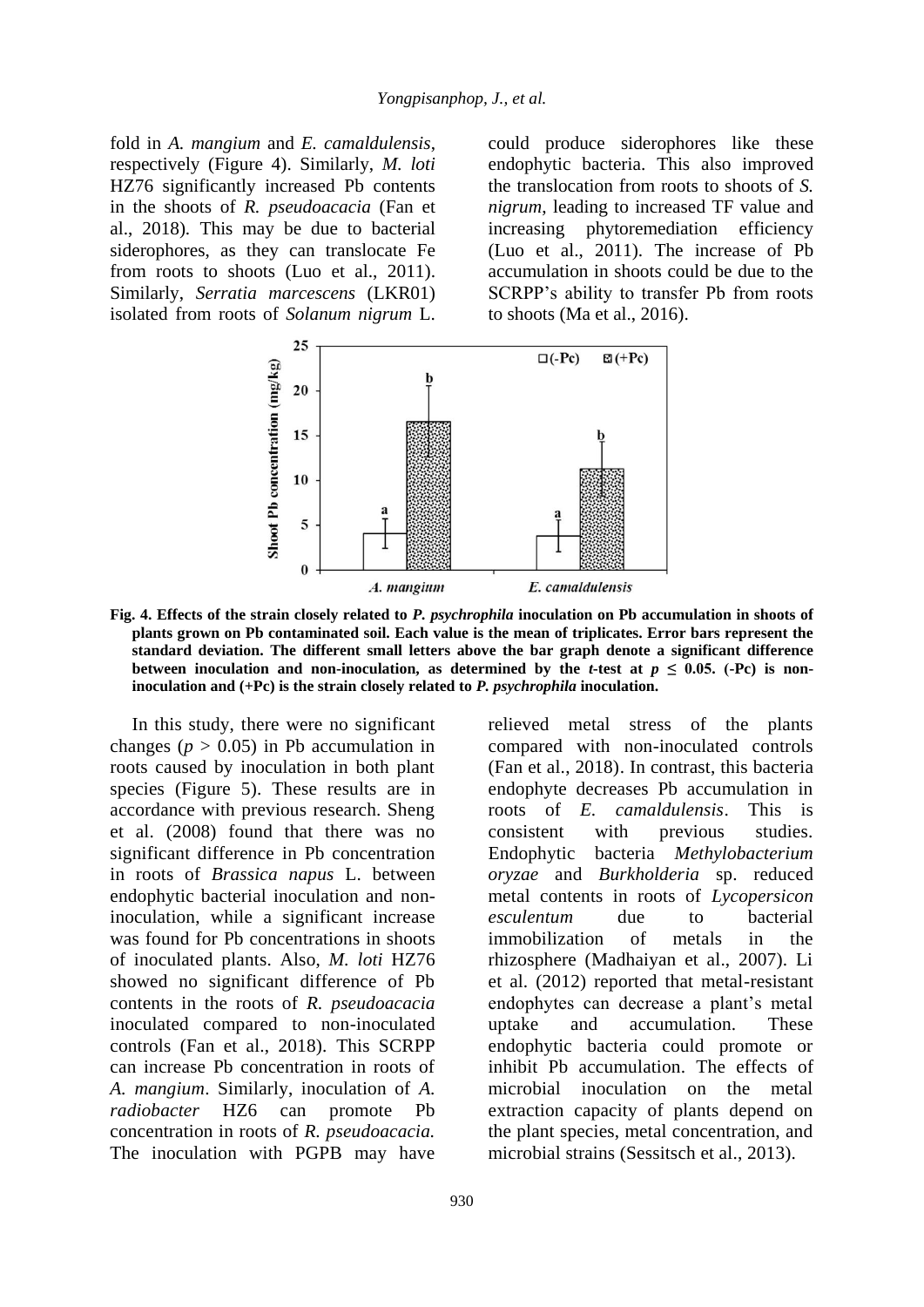fold in *A. mangium* and *E. camaldulensis*, respectively (Figure 4). Similarly, *M. loti* HZ76 significantly increased Pb contents in the shoots of *R. pseudoacacia* (Fan et al., 2018). This may be due to bacterial siderophores, as they can translocate Fe from roots to shoots (Luo et al., 2011). Similarly, *Serratia marcescens* (LKR01) isolated from roots of *Solanum nigrum* L. could produce siderophores like these endophytic bacteria. This also improved the translocation from roots to shoots of *S. nigrum*, leading to increased TF value and increasing phytoremediation efficiency (Luo et al., 2011). The increase of Pb accumulation in shoots could be due to the SCRPP's ability to transfer Pb from roots to shoots (Ma et al., 2016).

**Fig. 4. Effects of the strain closely related to *P. psychrophila* inoculation on Pb accumulation in shoots of plants grown on Pb contaminated soil. Each value is the mean of triplicates. Error bars represent the standard deviation. The different small letters above the bar graph denote a significant difference between inoculation and non-inoculation, as determined by the *t*-test at $p \leq 0.05$. (-Pc) is non-inoculation and (+Pc) is the strain closely related to *P. psychrophila* inoculation.**

In this study, there were no significant changes ($p > 0.05$) in Pb accumulation in roots caused by inoculation in both plant species (Figure 5). These results are in accordance with previous research. Sheng et al. (2008) found that there was no significant difference in Pb concentration in roots of *Brassica napus* L. between endophytic bacterial inoculation and non-inoculation, while a significant increase was found for Pb concentrations in shoots of inoculated plants. Also, *M. loti* HZ76 showed no significant difference of Pb contents in the roots of *R. pseudoacacia* inoculated compared to non-inoculated controls (Fan et al., 2018). This SCRPP can increase Pb concentration in roots of *A. mangium*. Similarly, inoculation of *A. radiobacter* HZ6 can promote Pb concentration in roots of *R. pseudoacacia.* The inoculation with PGPB may have relieved metal stress of the plants compared with non-inoculated controls (Fan et al., 2018). In contrast, this bacteria endophyte decreases Pb accumulation in roots of *E. camaldulensis*. This is consistent with previous studies. Endophytic bacteria *Methylobacterium oryzae* and *Burkholderia* sp. reduced metal contents in roots of *Lycopersicon esculentum* due to bacterial immobilization of metals in the rhizosphere (Madhaiyan et al., 2007). Li et al. (2012) reported that metal-resistant endophytes can decrease a plant's metal uptake and accumulation. These endophytic bacteria could promote or inhibit Pb accumulation. The effects of microbial inoculation on the metal extraction capacity of plants depend on the plant species, metal concentration, and microbial strains (Sessitsch et al., 2013).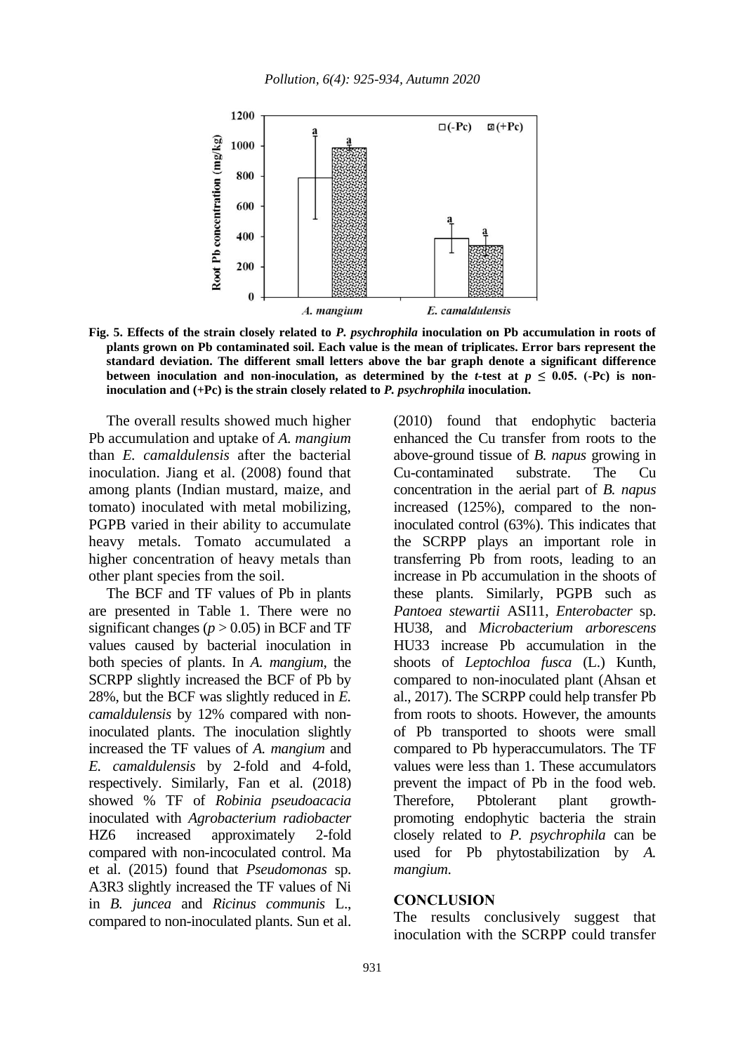Fig. 5. Effects of the strain closely related to *P. psychrophila* inoculation on Pb accumulation in roots of plants grown on Pb contaminated soil. Each value is the mean of triplicates. Error bars represent the standard deviation. The different small letters above the bar graph denote a significant difference between inoculation and non-inoculation, as determined by the *t*-test at $p \leq 0.05$. (-Pc) is non-inoculation and (+Pc) is the strain closely related to *P. psychrophila* inoculation.

The overall results showed much higher Pb accumulation and uptake of *A. mangium* than *E. camaldulensis* after the bacterial inoculation. Jiang et al. (2008) found that among plants (Indian mustard, maize, and tomato) inoculated with metal mobilizing, PGPB varied in their ability to accumulate heavy metals. Tomato accumulated a higher concentration of heavy metals than other plant species from the soil.

The BCF and TF values of Pb in plants are presented in Table 1. There were no significant changes ($p > 0.05$) in BCF and TF values caused by bacterial inoculation in both species of plants. In *A. mangium*, the SCRPP slightly increased the BCF of Pb by 28%, but the BCF was slightly reduced in *E. camaldulensis* by 12% compared with non-inoculated plants. The inoculation slightly increased the TF values of *A. mangium* and *E. camaldulensis* by 2-fold and 4-fold, respectively. Similarly, Fan et al. (2018) showed % TF of *Robinia pseudoacacia* inoculated with *Agrobacterium radiobacter* HZ6 increased approximately 2-fold compared with non-incoculated control. Ma et al. (2015) found that *Pseudomonas* sp. A3R3 slightly increased the TF values of Ni in *B. juncea* and *Ricinus communis* L., compared to non-inoculated plants. Sun et al. (2010) found that endophytic bacteria enhanced the Cu transfer from roots to the above-ground tissue of *B. napus* growing in Cu-contaminated substrate. The Cu concentration in the aerial part of *B. napus* increased (125%), compared to the non-inoculated control (63%). This indicates that the SCRPP plays an important role in transferring Pb from roots, leading to an increase in Pb accumulation in the shoots of these plants. Similarly, PGPB such as *Pantoea stewartii* ASI11, *Enterobacter* sp. HU38, and *Microbacterium arborescens* HU33 increase Pb accumulation in the shoots of *Leptochloa fusca* (L.) Kunth, compared to non-inoculated plant (Ahsan et al., 2017). The SCRPP could help transfer Pb from roots to shoots. However, the amounts of Pb transported to shoots were small compared to Pb hyperaccumulators. The TF values were less than 1. These accumulators prevent the impact of Pb in the food web. Therefore, Pbtolerant plant growth-promoting endophytic bacteria the strain closely related to *P. psychrophila* can be used for Pb phytostabilization by *A. mangium*.

## CONCLUSION

The results conclusively suggest that inoculation with the SCRPP could transfer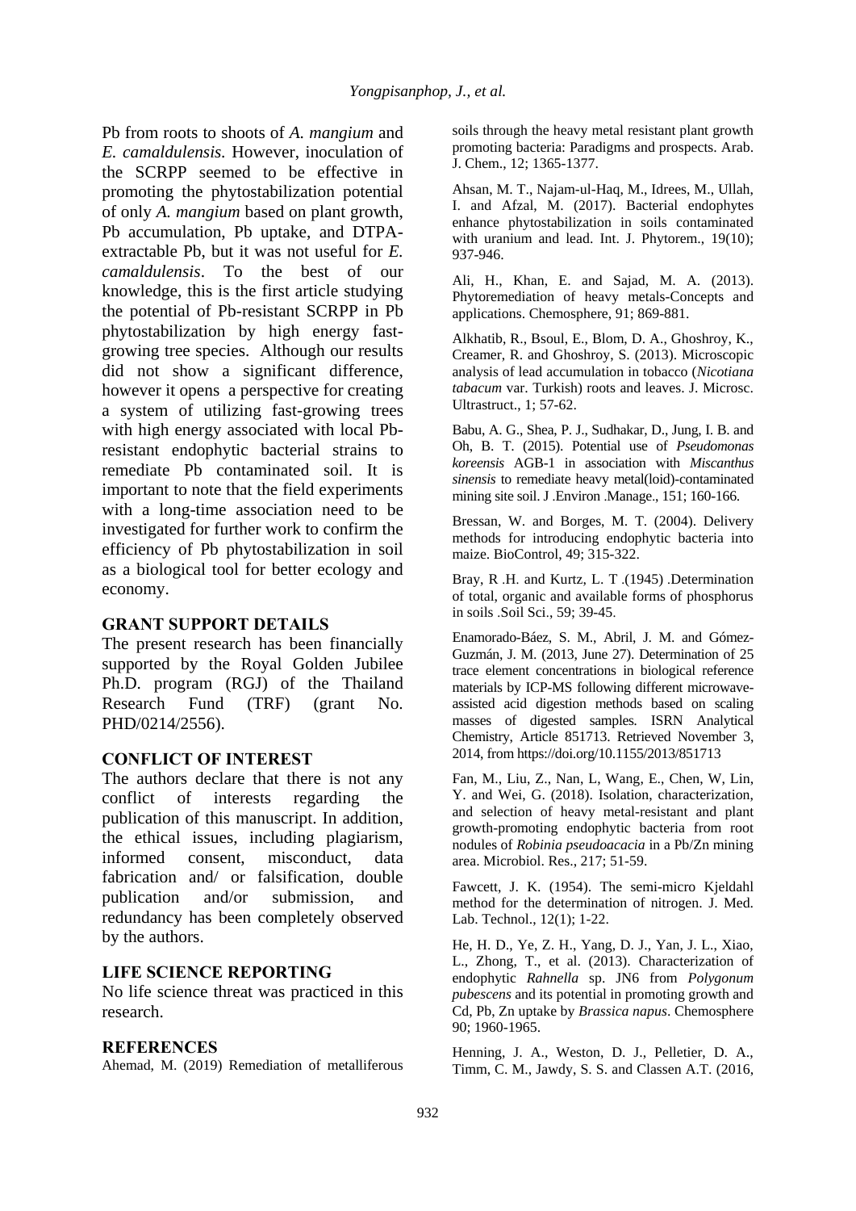Pb from roots to shoots of *A. mangium* and *E. camaldulensis*. However, inoculation of the SCRPP seemed to be effective in promoting the phytostabilization potential of only *A. mangium* based on plant growth, Pb accumulation, Pb uptake, and DTPA-extractable Pb, but it was not useful for *E. camaldulensis*. To the best of our knowledge, this is the first article studying the potential of Pb-resistant SCRPP in Pb phytostabilization by high energy fast-growing tree species. Although our results did not show a significant difference, however it opens a perspective for creating a system of utilizing fast-growing trees with high energy associated with local Pb-resistant endophytic bacterial strains to remediate Pb contaminated soil. It is important to note that the field experiments with a long-time association need to be investigated for further work to confirm the efficiency of Pb phytostabilization in soil as a biological tool for better ecology and economy.

## GRANT SUPPORT DETAILS

The present research has been financially supported by the Royal Golden Jubilee Ph.D. program (RGJ) of the Thailand Research Fund (TRF) (grant No. PHD/0214/2556).

## CONFLICT OF INTEREST

The authors declare that there is not any conflict of interests regarding the publication of this manuscript. In addition, the ethical issues, including plagiarism, informed consent, misconduct, data fabrication and/ or falsification, double publication and/or submission, and redundancy has been completely observed by the authors.

## LIFE SCIENCE REPORTING

No life science threat was practiced in this research.

## REFERENCES

Ahemad, M. (2019) Remediation of metalliferous soils through the heavy metal resistant plant growth promoting bacteria: Paradigms and prospects. Arab. J. Chem., 12; 1365-1377.

Ahsan, M. T., Najam-ul-Haq, M., Idrees, M., Ullah, I. and Afzal, M. (2017). Bacterial endophytes enhance phytostabilization in soils contaminated with uranium and lead. Int. J. Phytorem., 19(10); 937-946.

Ali, H., Khan, E. and Sajad, M. A. (2013). Phytoremediation of heavy metals-Concepts and applications. Chemosphere, 91; 869-881.

Alkhatib, R., Bsoul, E., Blom, D. A., Ghoshroy, K., Creamer, R. and Ghoshroy, S. (2013). Microscopic analysis of lead accumulation in tobacco (*Nicotiana tabacum* var. Turkish) roots and leaves. J. Microsc. Ultrastruct., 1; 57-62.

Babu, A. G., Shea, P. J., Sudhakar, D., Jung, I. B. and Oh, B. T. (2015). Potential use of *Pseudomonas koreensis* AGB-1 in association with *Miscanthus sinensis* to remediate heavy metal(loid)-contaminated mining site soil. J .Environ .Manage., 151; 160-166.

Bressan, W. and Borges, M. T. (2004). Delivery methods for introducing endophytic bacteria into maize. BioControl, 49; 315-322.

Bray, R .H. and Kurtz, L. T .(1945) .Determination of total, organic and available forms of phosphorus in soils .Soil Sci., 59; 39-45.

Enamorado-Báez, S. M., Abril, J. M. and Gómez-Guzmán, J. M. (2013, June 27). Determination of 25 trace element concentrations in biological reference materials by ICP-MS following different microwave-assisted acid digestion methods based on scaling masses of digested samples. ISRN Analytical Chemistry, Article 851713. Retrieved November 3, 2014, from https://doi.org/10.1155/2013/851713

Fan, M., Liu, Z., Nan, L, Wang, E., Chen, W, Lin, Y. and Wei, G. (2018). Isolation, characterization, and selection of heavy metal-resistant and plant growth-promoting endophytic bacteria from root nodules of *Robinia pseudoacacia* in a Pb/Zn mining area. Microbiol. Res., 217; 51-59.

Fawcett, J. K. (1954). The semi-micro Kjeldahl method for the determination of nitrogen. J. Med. Lab. Technol., 12(1); 1-22.

He, H. D., Ye, Z. H., Yang, D. J., Yan, J. L., Xiao, L., Zhong, T., et al. (2013). Characterization of endophytic *Rahnella* sp. JN6 from *Polygonum pubescens* and its potential in promoting growth and Cd, Pb, Zn uptake by *Brassica napus*. Chemosphere 90; 1960-1965.

Henning, J. A., Weston, D. J., Pelletier, D. A., Timm, C. M., Jawdy, S. S. and Classen A.T. (2016,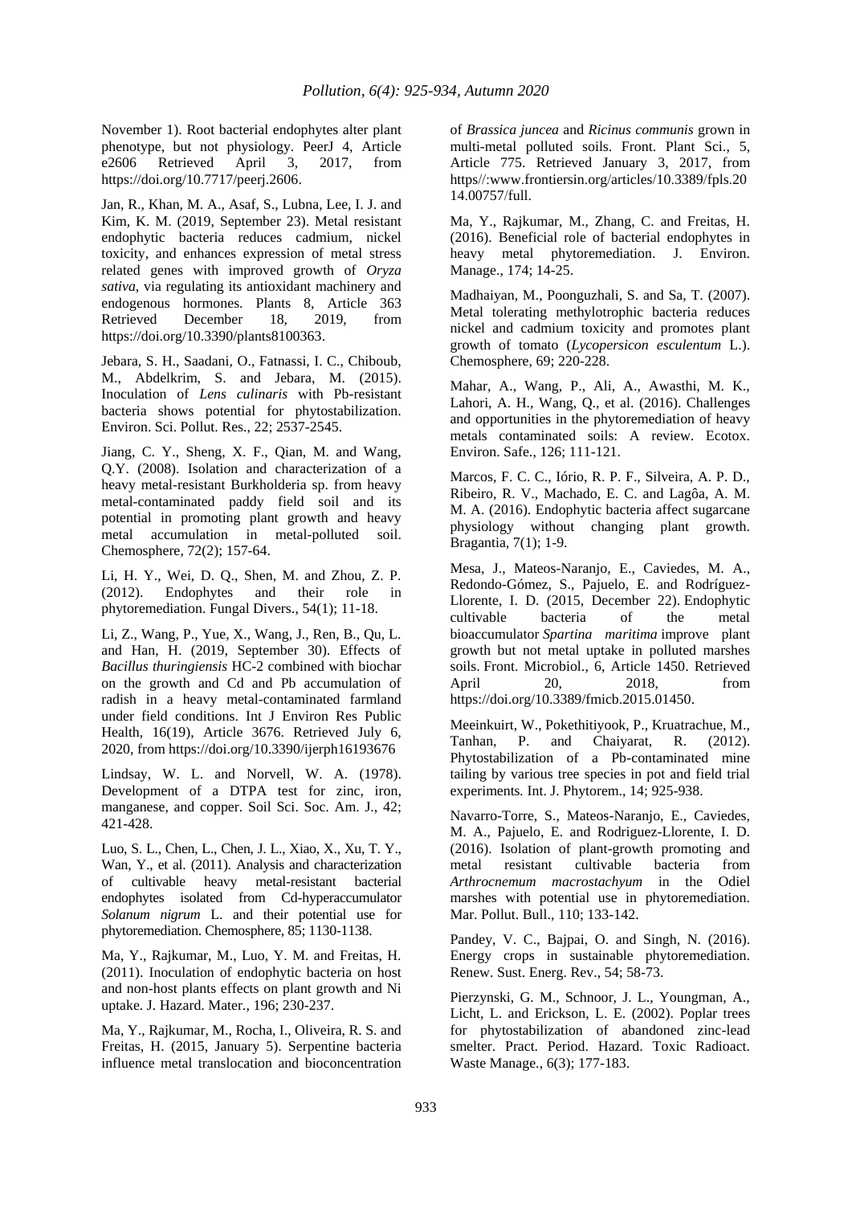November 1). Root bacterial endophytes alter plant phenotype, but not physiology. PeerJ 4, Article e2606 Retrieved April 3, 2017, from https://doi.org/10.7717/peerj.2606.

Jan, R., Khan, M. A., Asaf, S., Lubna, Lee, I. J. and Kim, K. M. (2019, September 23). Metal resistant endophytic bacteria reduces cadmium, nickel toxicity, and enhances expression of metal stress related genes with improved growth of *Oryza sativa*, via regulating its antioxidant machinery and endogenous hormones. Plants 8, Article 363 Retrieved December 18, 2019, from https://doi.org/10.3390/plants8100363.

Jebara, S. H., Saadani, O., Fatnassi, I. C., Chiboub, M., Abdelkrim, S. and Jebara, M. (2015). Inoculation of *Lens culinaris* with Pb-resistant bacteria shows potential for phytostabilization. Environ. Sci. Pollut. Res., 22; 2537-2545.

Jiang, C. Y., Sheng, X. F., Qian, M. and Wang, Q.Y. (2008). Isolation and characterization of a heavy metal-resistant Burkholderia sp. from heavy metal-contaminated paddy field soil and its potential in promoting plant growth and heavy metal accumulation in metal-polluted soil. Chemosphere, 72(2); 157-64.

Li, H. Y., Wei, D. Q., Shen, M. and Zhou, Z. P. (2012). Endophytes and their role in phytoremediation. Fungal Divers., 54(1); 11-18.

Li, Z., Wang, P., Yue, X., Wang, J., Ren, B., Qu, L. and Han, H. (2019, September 30). Effects of *Bacillus thuringiensis* HC-2 combined with biochar on the growth and Cd and Pb accumulation of radish in a heavy metal-contaminated farmland under field conditions. Int J Environ Res Public Health, 16(19), Article 3676. Retrieved July 6, 2020, from https://doi.org/10.3390/ijerph16193676

Lindsay, W. L. and Norvell, W. A. (1978). Development of a DTPA test for zinc, iron, manganese, and copper. Soil Sci. Soc. Am. J., 42; 421-428.

Luo, S. L., Chen, L., Chen, J. L., Xiao, X., Xu, T. Y., Wan, Y., et al. (2011). Analysis and characterization of cultivable heavy metal-resistant bacterial endophytes isolated from Cd-hyperaccumulator *Solanum nigrum* L. and their potential use for phytoremediation. Chemosphere, 85; 1130-1138.

Ma, Y., Rajkumar, M., Luo, Y. M. and Freitas, H. (2011). Inoculation of endophytic bacteria on host and non-host plants effects on plant growth and Ni uptake. J. Hazard. Mater., 196; 230-237.

Ma, Y., Rajkumar, M., Rocha, I., Oliveira, R. S. and Freitas, H. (2015, January 5). Serpentine bacteria influence metal translocation and bioconcentration of *Brassica juncea* and *Ricinus communis* grown in multi-metal polluted soils. Front. Plant Sci., 5, Article 775. Retrieved January 3, 2017, from https//:www.frontiersin.org/articles/10.3389/fpls.2014.00757/full.

Ma, Y., Rajkumar, M., Zhang, C. and Freitas, H. (2016). Beneficial role of bacterial endophytes in heavy metal phytoremediation. J. Environ. Manage., 174; 14-25.

Madhaiyan, M., Poonguzhali, S. and Sa, T. (2007). Metal tolerating methylotrophic bacteria reduces nickel and cadmium toxicity and promotes plant growth of tomato (*Lycopersicon esculentum* L.). Chemosphere, 69; 220-228.

Mahar, A., Wang, P., Ali, A., Awasthi, M. K., Lahori, A. H., Wang, Q., et al. (2016). Challenges and opportunities in the phytoremediation of heavy metals contaminated soils: A review. Ecotox. Environ. Safe., 126; 111-121.

Marcos, F. C. C., Iório, R. P. F., Silveira, A. P. D., Ribeiro, R. V., Machado, E. C. and Lagôa, A. M. M. A. (2016). Endophytic bacteria affect sugarcane physiology without changing plant growth. Bragantia, 7(1); 1-9.

Mesa, J., Mateos-Naranjo, E., Caviedes, M. A., Redondo-Gómez, S., Pajuelo, E. and Rodríguez-Llorente, I. D. (2015, December 22). Endophytic cultivable bacteria of the metal bioaccumulator *Spartina maritima* improve plant growth but not metal uptake in polluted marshes soils. Front. Microbiol., 6, Article 1450. Retrieved April 20, 2018, from https://doi.org/10.3389/fmicb.2015.01450.

Meeinkuirt, W., Pokethitiyook, P., Kruatrachue, M., Tanhan, P. and Chaiyarat, R. (2012). Phytostabilization of a Pb-contaminated mine tailing by various tree species in pot and field trial experiments. Int. J. Phytorem., 14; 925-938.

Navarro-Torre, S., Mateos-Naranjo, E., Caviedes, M. A., Pajuelo, E. and Rodriguez-Llorente, I. D. (2016). Isolation of plant-growth promoting and metal resistant cultivable bacteria from *Arthrocnemum macrostachyum* in the Odiel marshes with potential use in phytoremediation. Mar. Pollut. Bull., 110; 133-142.

Pandey, V. C., Bajpai, O. and Singh, N. (2016). Energy crops in sustainable phytoremediation. Renew. Sust. Energ. Rev., 54; 58-73.

Pierzynski, G. M., Schnoor, J. L., Youngman, A., Licht, L. and Erickson, L. E. (2002). Poplar trees for phytostabilization of abandoned zinc-lead smelter. Pract. Period. Hazard. Toxic Radioact. Waste Manage., 6(3); 177-183.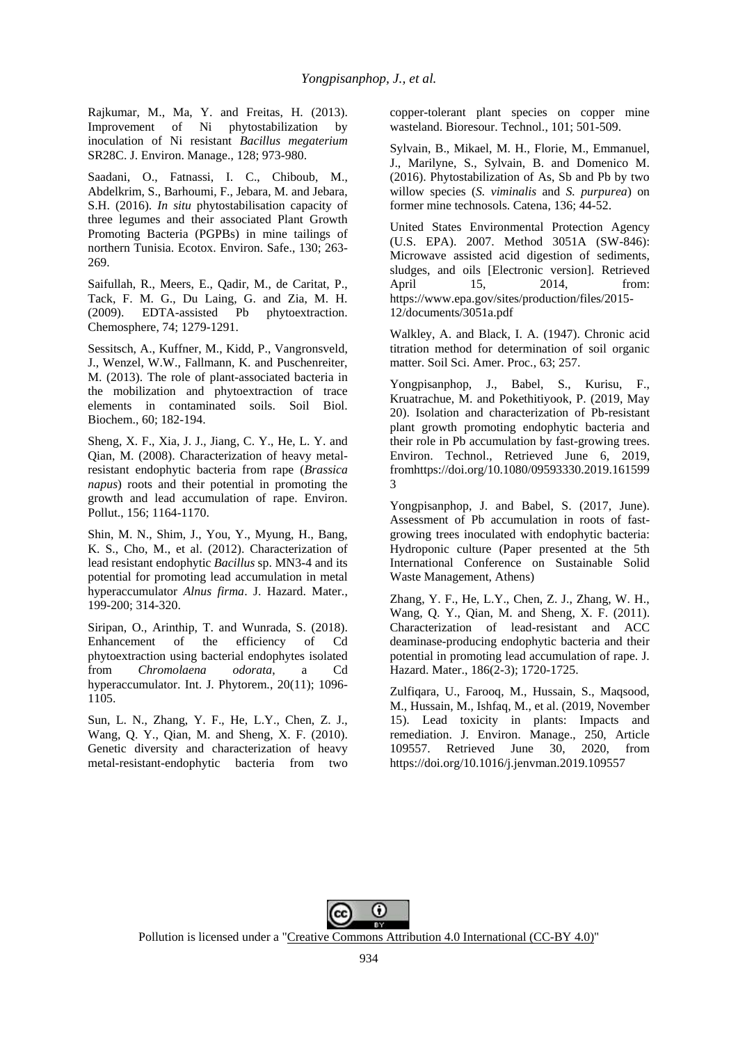Rajkumar, M., Ma, Y. and Freitas, H. (2013). Improvement of Ni phytostabilization by inoculation of Ni resistant *Bacillus megaterium* SR28C. J. Environ. Manage., 128; 973-980.

Saadani, O., Fatnassi, I. C., Chiboub, M., Abdelkrim, S., Barhoumi, F., Jebara, M. and Jebara, S.H. (2016). *In situ* phytostabilisation capacity of three legumes and their associated Plant Growth Promoting Bacteria (PGPBs) in mine tailings of northern Tunisia. Ecotox. Environ. Safe., 130; 263-269.

Saifullah, R., Meers, E., Qadir, M., de Caritat, P., Tack, F. M. G., Du Laing, G. and Zia, M. H. (2009). EDTA-assisted Pb phytoextraction. Chemosphere, 74; 1279-1291.

Sessitsch, A., Kuffner, M., Kidd, P., Vangronsveld, J., Wenzel, W.W., Fallmann, K. and Puschenreiter, M. (2013). The role of plant-associated bacteria in the mobilization and phytoextraction of trace elements in contaminated soils. Soil Biol. Biochem., 60; 182-194.

Sheng, X. F., Xia, J. J., Jiang, C. Y., He, L. Y. and Qian, M. (2008). Characterization of heavy metal-resistant endophytic bacteria from rape (*Brassica napus*) roots and their potential in promoting the growth and lead accumulation of rape. Environ. Pollut., 156; 1164-1170.

Shin, M. N., Shim, J., You, Y., Myung, H., Bang, K. S., Cho, M., et al. (2012). Characterization of lead resistant endophytic *Bacillus* sp. MN3-4 and its potential for promoting lead accumulation in metal hyperaccumulator *Alnus firma*. J. Hazard. Mater., 199-200; 314-320.

Siripan, O., Arinthip, T. and Wunrada, S. (2018). Enhancement of the efficiency of Cd phytoextraction using bacterial endophytes isolated from *Chromolaena odorata*, a Cd hyperaccumulator. Int. J. Phytorem., 20(11); 1096-1105.

Sun, L. N., Zhang, Y. F., He, L.Y., Chen, Z. J., Wang, Q. Y., Qian, M. and Sheng, X. F. (2010). Genetic diversity and characterization of heavy metal-resistant-endophytic bacteria from two copper-tolerant plant species on copper mine wasteland. Bioresour. Technol., 101; 501-509.

Sylvain, B., Mikael, M. H., Florie, M., Emmanuel, J., Marilyne, S., Sylvain, B. and Domenico M. (2016). Phytostabilization of As, Sb and Pb by two willow species (*S. viminalis* and *S. purpurea*) on former mine technosols. Catena, 136; 44-52.

United States Environmental Protection Agency (U.S. EPA). 2007. Method 3051A (SW-846): Microwave assisted acid digestion of sediments, sludges, and oils [Electronic version]. Retrieved April 15, 2014, from: https://www.epa.gov/sites/production/files/2015-12/documents/3051a.pdf

Walkley, A. and Black, I. A. (1947). Chronic acid titration method for determination of soil organic matter. Soil Sci. Amer. Proc., 63; 257.

Yongpisanphop, J., Babel, S., Kurisu, F., Kruatrachue, M. and Pokethitiyook, P. (2019, May 20). Isolation and characterization of Pb-resistant plant growth promoting endophytic bacteria and their role in Pb accumulation by fast-growing trees. Environ. Technol., Retrieved June 6, 2019, fromhttps://doi.org/10.1080/09593330.2019.1615993

Yongpisanphop, J. and Babel, S. (2017, June). Assessment of Pb accumulation in roots of fast-growing trees inoculated with endophytic bacteria: Hydroponic culture (Paper presented at the 5th International Conference on Sustainable Solid Waste Management, Athens)

Zhang, Y. F., He, L.Y., Chen, Z. J., Zhang, W. H., Wang, Q. Y., Qian, M. and Sheng, X. F. (2011). Characterization of lead-resistant and ACC deaminase-producing endophytic bacteria and their potential in promoting lead accumulation of rape. J. Hazard. Mater., 186(2-3); 1720-1725.

Zulfiqara, U., Farooq, M., Hussain, S., Maqsood, M., Hussain, M., Ishfaq, M., et al. (2019, November 15). Lead toxicity in plants: Impacts and remediation. J. Environ. Manage., 250, Article 109557. Retrieved June 30, 2020, from https://doi.org/10.1016/j.jenvman.2019.109557

Pollution is licensed under a "Creative Commons Attribution 4.0 International (CC-BY 4.0)"